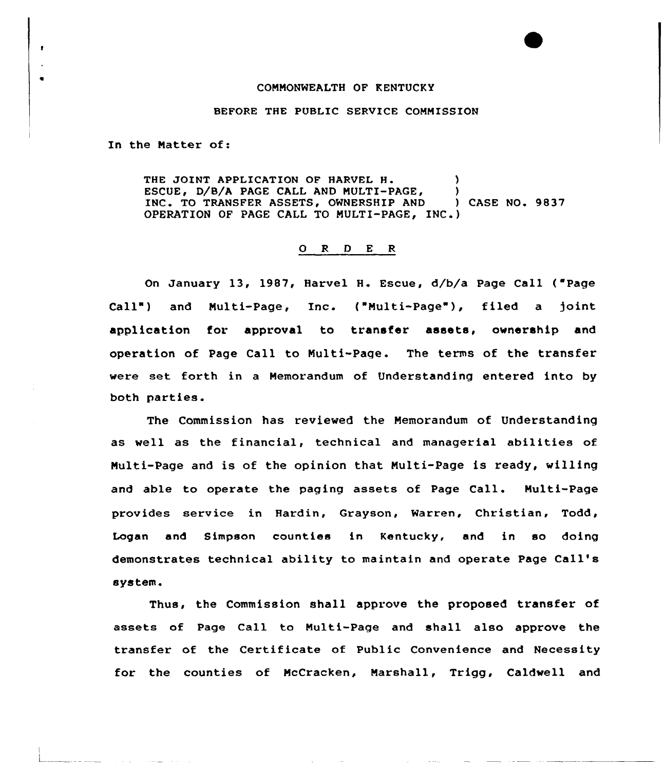COMMONWEALTH OF KENTUCKY

BEFORE THE PUBLIC SERVICE COMMISSION

In the Matter of:

THE JOINT APPLICATION OF HARVEL H. ESCUE, D/B/A PAGE CALL AND MULTI-PAGE, INC. TO TRANSFER ASSETS, OWNERSHIP AND OPERATION OF PAGE CALL TO MULTI-PAGE, INC.) CASE NO. 9837

## O R D E R

On January 13, 1987, Harvel H. Escue, d/b/a Page Call ("Page Call") and Multi-Page, Inc. ("Multi-Page"), filed a joint application for approval to transfer assets, ownership and operation of Page Call to Multi-Page. The terms of the transfer were set forth in a Memorandum of Understanding entered into by both parties.

The Commission has reviewed the Memorandum of Understanding as well as the financial, technical and managerial abilities of Multi-Page and is of the opinion that Multi-Page is ready, willing and able to operate the paging assets of Page Call. Multi-Page provides service in Hardin, Grayson, Warren, Christian, Todd, Logan and Simpson counties in Kentucky, and in so doing demonstrates technical ability to maintain and operate Page Call's system.

Thus, the Commission shall approve the proposed transfer of assets of Page Call to Multi-Page and shall also approve the transfer of the Certificate of Public Convenience and Necessity for the counties of McCracken, Marshall, Trigg, Caldwell and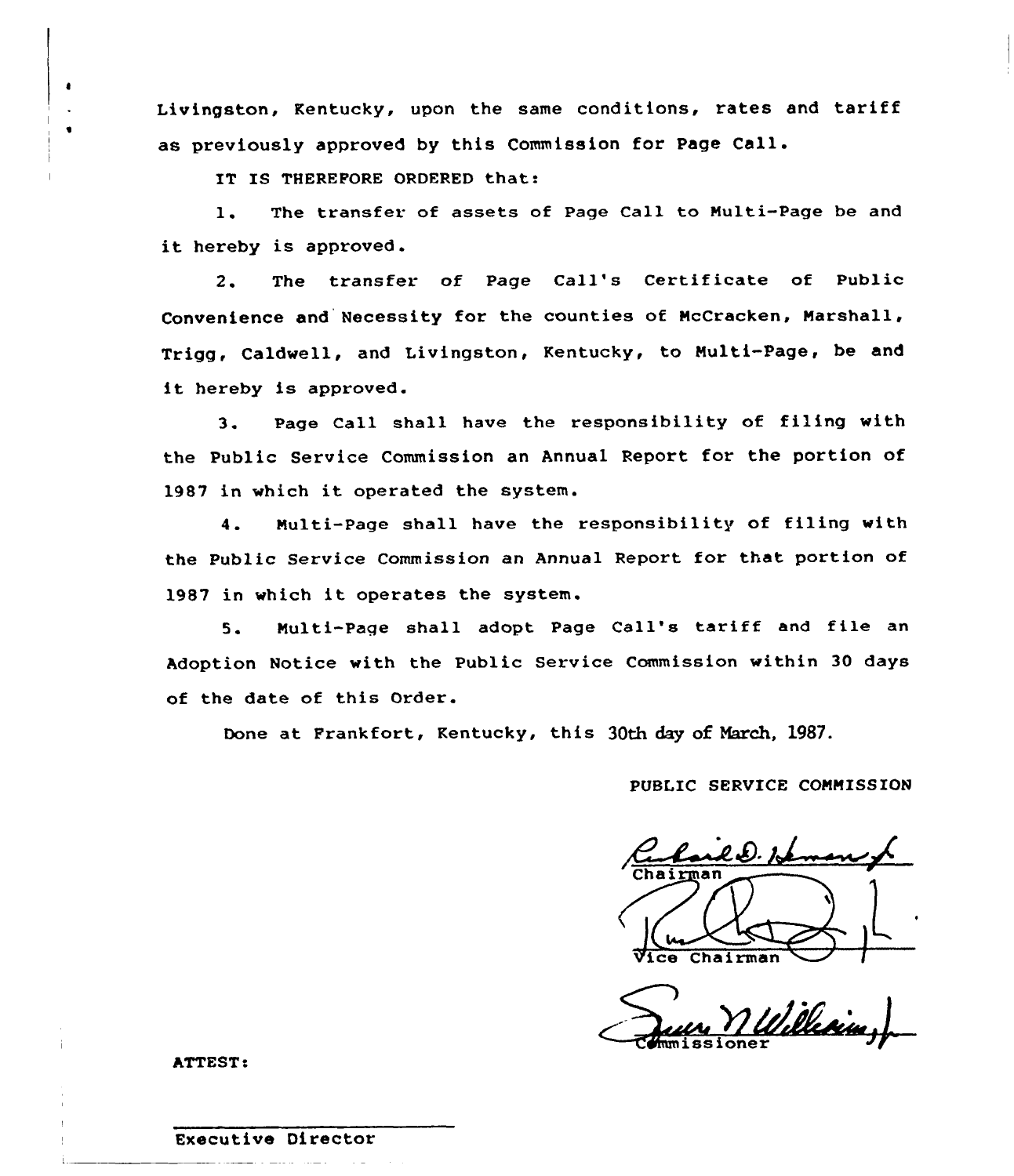Livingston, Kentucky, upon the same conditions, rates and tariff as previously approved by this Commission for Page Call.

IT IS THEREFORE ORDERED that:

1. The transfer of assets of Page Call to Multi-Page be and it hereby is approved.

2. The transfer of Page Call's Certificate of Public Convenience and Necessity for the counties of McCracken, Marshall, Trigg, Caldwell, and Livingston, Kentucky, to Multi-Page, be and it hereby is approved.

3. Page Call shall have the responsibility of filing with the Public Service Commission an Annual Report for the portion of 1987 in which it operated the system.

4. Multi-Page shall have the responsibility of filing with the Public Service Commission an Annual Report for that portion of 1987 in which it operates the system.

5. Multi-Page shall adopt Page Call's tariff and file an Adoption Notice with the Public Service Commission within 30 days of the date of this Order.

Done at Frankfort, Kentucky, this 30th day of March, 1987.

PUBLIC SERVICE COMMISSION

Chairman

Vice Chairman

Commissioner

ATTEST:

Executive Director